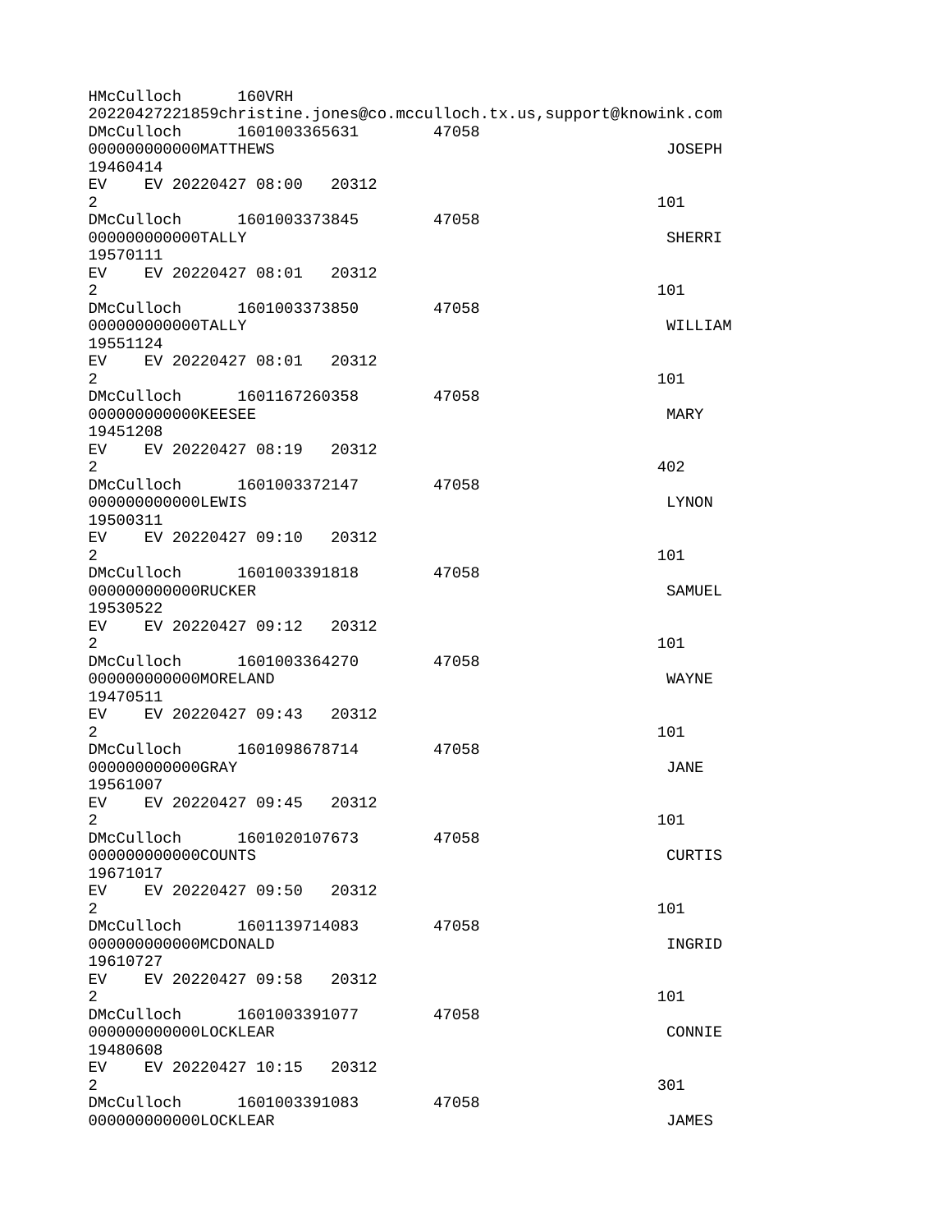```
HMcCulloch      160VRH
20220427221859christine.jones@co.mcculloch.tx.us,support@knowink.com
DMcCulloch      1601003365631       47058
000000000000MATTHEWS                                              JOSEPH
19460414
EV    EV 20220427 08:00   20312
2                                                                101
DMcCulloch      1601003373845       47058
000000000000TALLY                                                 SHERRI
19570111
EV    EV 20220427 08:01   20312
2                                                                101
DMcCulloch      1601003373850       47058
000000000000TALLY                                                 WILLIAM
19551124
EV    EV 20220427 08:01   20312
2                                                                101
DMcCulloch      1601167260358       47058
000000000000KEESEE                                                MARY
19451208
EV    EV 20220427 08:19   20312
2                                                                402
DMcCulloch      1601003372147       47058
000000000000LEWIS                                                 LYNON
19500311
EV    EV 20220427 09:10   20312
2                                                                101
DMcCulloch      1601003391818       47058
000000000000RUCKER                                                SAMUEL
19530522
EV    EV 20220427 09:12   20312
2                                                                101
DMcCulloch      1601003364270       47058
000000000000MORELAND                                              WAYNE
19470511
EV    EV 20220427 09:43   20312
2                                                                101
DMcCulloch      1601098678714       47058
000000000000GRAY                                                  JANE
19561007
EV    EV 20220427 09:45   20312
2                                                                101
DMcCulloch      1601020107673       47058
000000000000COUNTS                                                CURTIS
19671017
EV    EV 20220427 09:50   20312
2                                                                101
DMcCulloch      1601139714083       47058
000000000000MCDONALD                                              INGRID
19610727
EV    EV 20220427 09:58   20312
2                                                                101
DMcCulloch      1601003391077       47058
000000000000LOCKLEAR                                              CONNIE
19480608
EV    EV 20220427 10:15   20312
2                                                                301
DMcCulloch      1601003391083       47058
000000000000LOCKLEAR                                              JAMES
```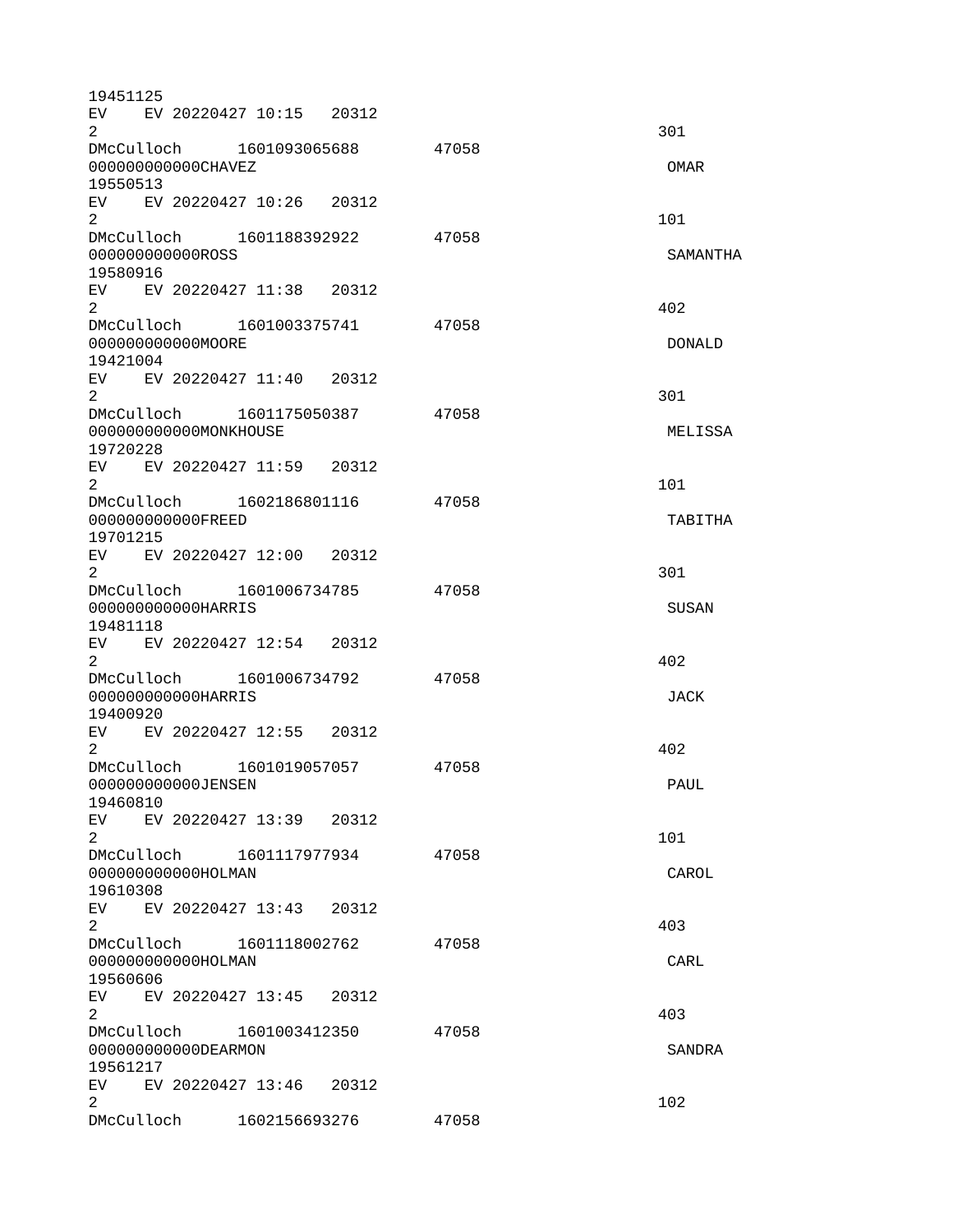19451125
EV EV 20220427 10:15 20312
2 301
DMcCulloch 1601093065688 47058
000000000000CHAVEZ OMAR
19550513
EV EV 20220427 10:26 20312
2 101
DMcCulloch 1601188392922 47058
000000000000ROSS SAMANTHA
19580916
EV EV 20220427 11:38 20312
2 402
DMcCulloch 1601003375741 47058
000000000000MOORE DONALD
19421004
EV EV 20220427 11:40 20312
2 301
DMcCulloch 1601175050387 47058
000000000000MONKHOUSE MELISSA
19720228
EV EV 20220427 11:59 20312
2 101
DMcCulloch 1602186801116 47058
000000000000FREED TABITHA
19701215
EV EV 20220427 12:00 20312
2 301
DMcCulloch 1601006734785 47058
000000000000HARRIS SUSAN
19481118
EV EV 20220427 12:54 20312
2 402
DMcCulloch 1601006734792 47058
000000000000HARRIS JACK
19400920
EV EV 20220427 12:55 20312
2 402
DMcCulloch 1601019057057 47058
000000000000JENSEN PAUL
19460810
EV EV 20220427 13:39 20312
2 101
DMcCulloch 1601117977934 47058
000000000000HOLMAN CAROL
19610308
EV EV 20220427 13:43 20312
2 403
DMcCulloch 1601118002762 47058
000000000000HOLMAN CARL
19560606
EV EV 20220427 13:45 20312
2 403
DMcCulloch 1601003412350 47058
000000000000DEARMON SANDRA
19561217
EV EV 20220427 13:46 20312
2 102
DMcCulloch 1602156693276 47058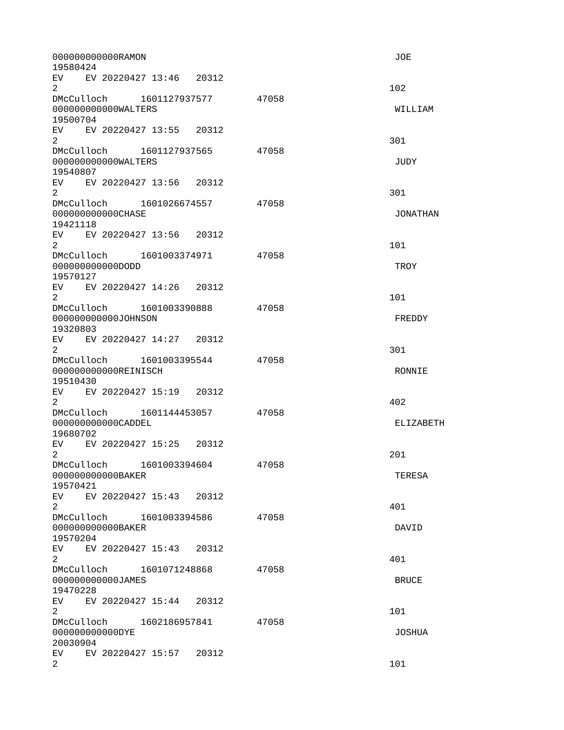```
000000000000RAMON                                                    JOE
19580424
EV    EV 20220427 13:46   20312
2                                                                    102
DMcCulloch      1601127937577       47058
000000000000WALTERS                                                  WILLIAM
19500704
EV    EV 20220427 13:55   20312
2                                                                    301
DMcCulloch      1601127937565       47058
000000000000WALTERS                                                  JUDY
19540807
EV    EV 20220427 13:56   20312
2                                                                    301
DMcCulloch      1601026674557       47058
000000000000CHASE                                                    JONATHAN
19421118
EV    EV 20220427 13:56   20312
2                                                                    101
DMcCulloch      1601003374971       47058
000000000000DODD                                                     TROY
19570127
EV    EV 20220427 14:26   20312
2                                                                    101
DMcCulloch      1601003390888       47058
000000000000JOHNSON                                                  FREDDY
19320803
EV    EV 20220427 14:27   20312
2                                                                    301
DMcCulloch      1601003395544       47058
000000000000REINISCH                                                 RONNIE
19510430
EV    EV 20220427 15:19   20312
2                                                                    402
DMcCulloch      1601144453057       47058
000000000000CADDEL                                                   ELIZABETH
19680702
EV    EV 20220427 15:25   20312
2                                                                    201
DMcCulloch      1601003394604       47058
000000000000BAKER                                                    TERESA
19570421
EV    EV 20220427 15:43   20312
2                                                                    401
DMcCulloch      1601003394586       47058
000000000000BAKER                                                    DAVID
19570204
EV    EV 20220427 15:43   20312
2                                                                    401
DMcCulloch      1601071248868       47058
000000000000JAMES                                                    BRUCE
19470228
EV    EV 20220427 15:44   20312
2                                                                    101
DMcCulloch      1602186957841       47058
000000000000DYE                                                      JOSHUA
20030904
EV    EV 20220427 15:57   20312
2                                                                    101
```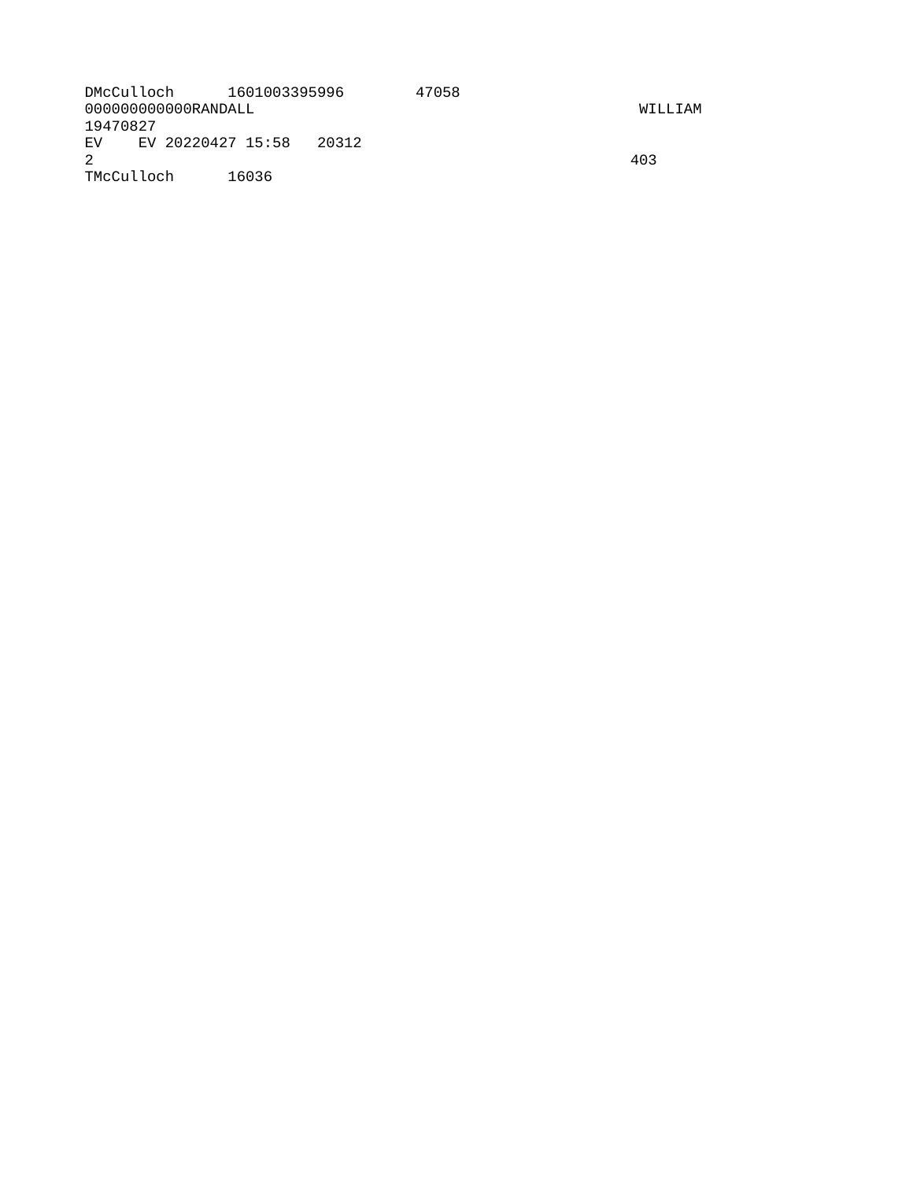```
DMcCulloch      1601003395996        47058
000000000000RANDALL                                                    WILLIAM
19470827
EV    EV 20220427 15:58   20312
2                                                                     403
TMcCulloch      16036
```